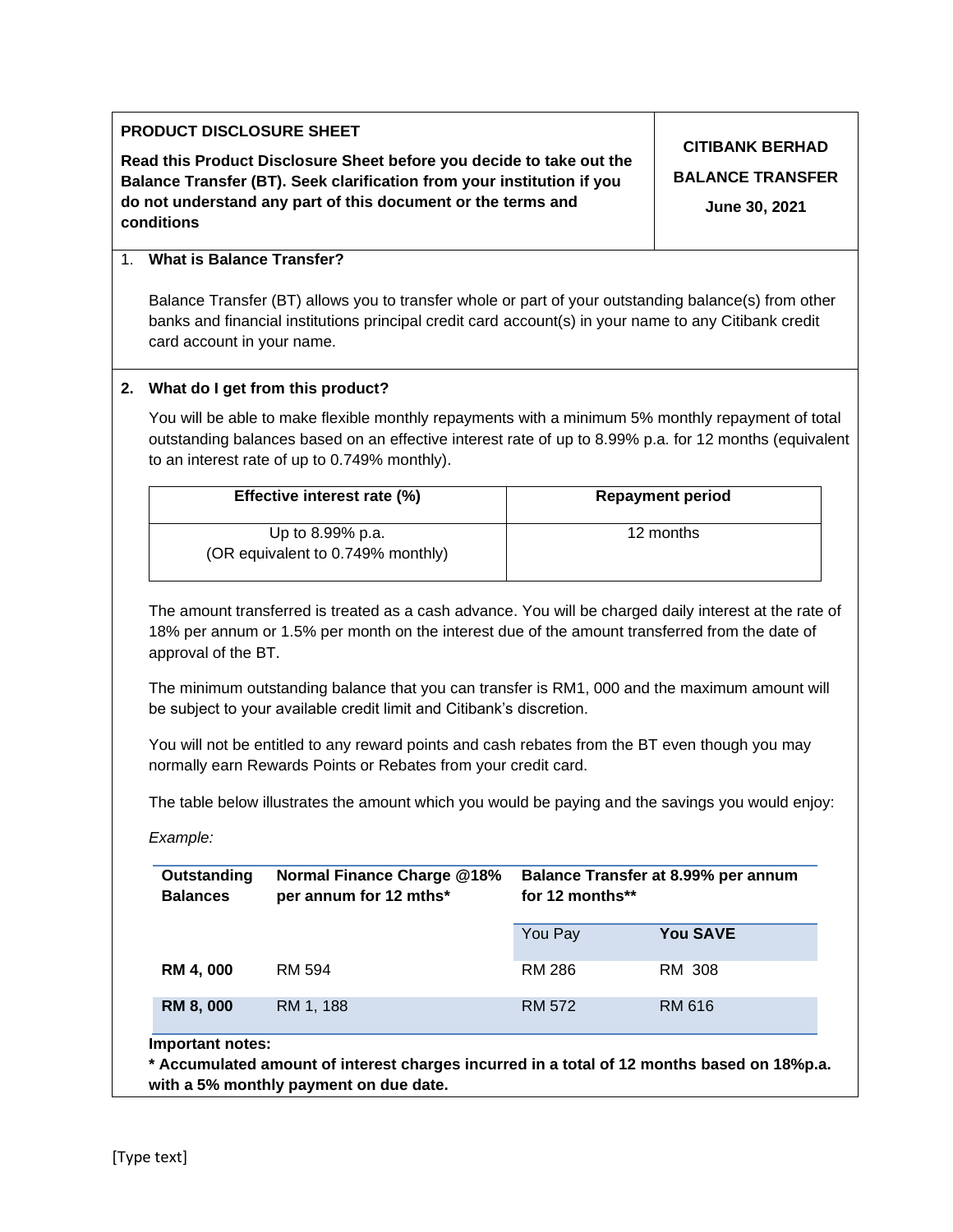| PRODUCT DISCLOSURE SHEET | CITIBANK BERHAD |
| --- | --- |
| **Read this Product Disclosure Sheet before you decide to take out the Balance Transfer (BT). Seek clarification from your institution if you do not understand any part of this document or the terms and conditions** | **BALANCE TRANSFER** <br> **June 30, 2021** |

## 1. What is Balance Transfer?

Balance Transfer (BT) allows you to transfer whole or part of your outstanding balance(s) from other banks and financial institutions principal credit card account(s) in your name to any Citibank credit card account in your name.

## 2. What do I get from this product?

You will be able to make flexible monthly repayments with a minimum 5% monthly repayment of total outstanding balances based on an effective interest rate of up to 8.99% p.a. for 12 months (equivalent to an interest rate of up to 0.749% monthly).

| Effective interest rate (%) | Repayment period |
| --- | --- |
| Up to 8.99% p.a.<br>(OR equivalent to 0.749% monthly) | 12 months |

The amount transferred is treated as a cash advance. You will be charged daily interest at the rate of 18% per annum or 1.5% per month on the interest due of the amount transferred from the date of approval of the BT.

The minimum outstanding balance that you can transfer is RM1, 000 and the maximum amount will be subject to your available credit limit and Citibank's discretion.

You will not be entitled to any reward points and cash rebates from the BT even though you may normally earn Rewards Points or Rebates from your credit card.

The table below illustrates the amount which you would be paying and the savings you would enjoy:

*Example:*

| **Outstanding Balances** | **Normal Finance Charge @18% per annum for 12 mths*** | **Balance Transfer at 8.99% per annum for 12 months**** | |
| --- | --- | --- | --- |
| | | You Pay | **You SAVE** |
| **RM 4, 000** | RM 594 | RM 286 | RM 308 |
| **RM 8, 000** | RM 1, 188 | RM 572 | RM 616 |

**Important notes:**

**\* Accumulated amount of interest charges incurred in a total of 12 months based on 18%p.a. with a 5% monthly payment on due date.**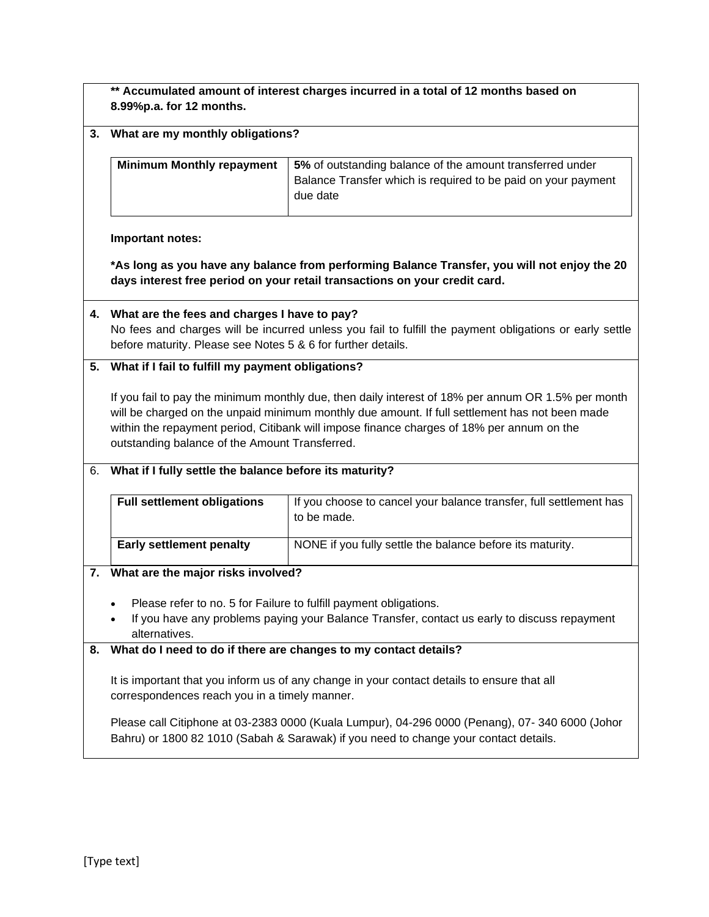**** Accumulated amount of interest charges incurred in a total of 12 months based on 8.99%p.a. for 12 months.**

**3. What are my monthly obligations?**

| **Minimum Monthly repayment** | **5%** of outstanding balance of the amount transferred under Balance Transfer which is required to be paid on your payment due date |
|---|---|

**Important notes:**

***As long as you have any balance from performing Balance Transfer, you will not enjoy the 20 days interest free period on your retail transactions on your credit card.**

**4. What are the fees and charges I have to pay?**

No fees and charges will be incurred unless you fail to fulfill the payment obligations or early settle before maturity. Please see Notes 5 & 6 for further details.

**5. What if I fail to fulfill my payment obligations?**

If you fail to pay the minimum monthly due, then daily interest of 18% per annum OR 1.5% per month will be charged on the unpaid minimum monthly due amount. If full settlement has not been made within the repayment period, Citibank will impose finance charges of 18% per annum on the outstanding balance of the Amount Transferred.

6. **What if I fully settle the balance before its maturity?**

| **Full settlement obligations** | If you choose to cancel your balance transfer, full settlement has to be made. |
|---|---|
| **Early settlement penalty** | NONE if you fully settle the balance before its maturity. |

**7. What are the major risks involved?**

- Please refer to no. 5 for Failure to fulfill payment obligations.
- If you have any problems paying your Balance Transfer, contact us early to discuss repayment alternatives.

**8. What do I need to do if there are changes to my contact details?**

It is important that you inform us of any change in your contact details to ensure that all correspondences reach you in a timely manner.

Please call Citiphone at 03-2383 0000 (Kuala Lumpur), 04-296 0000 (Penang), 07- 340 6000 (Johor Bahru) or 1800 82 1010 (Sabah & Sarawak) if you need to change your contact details.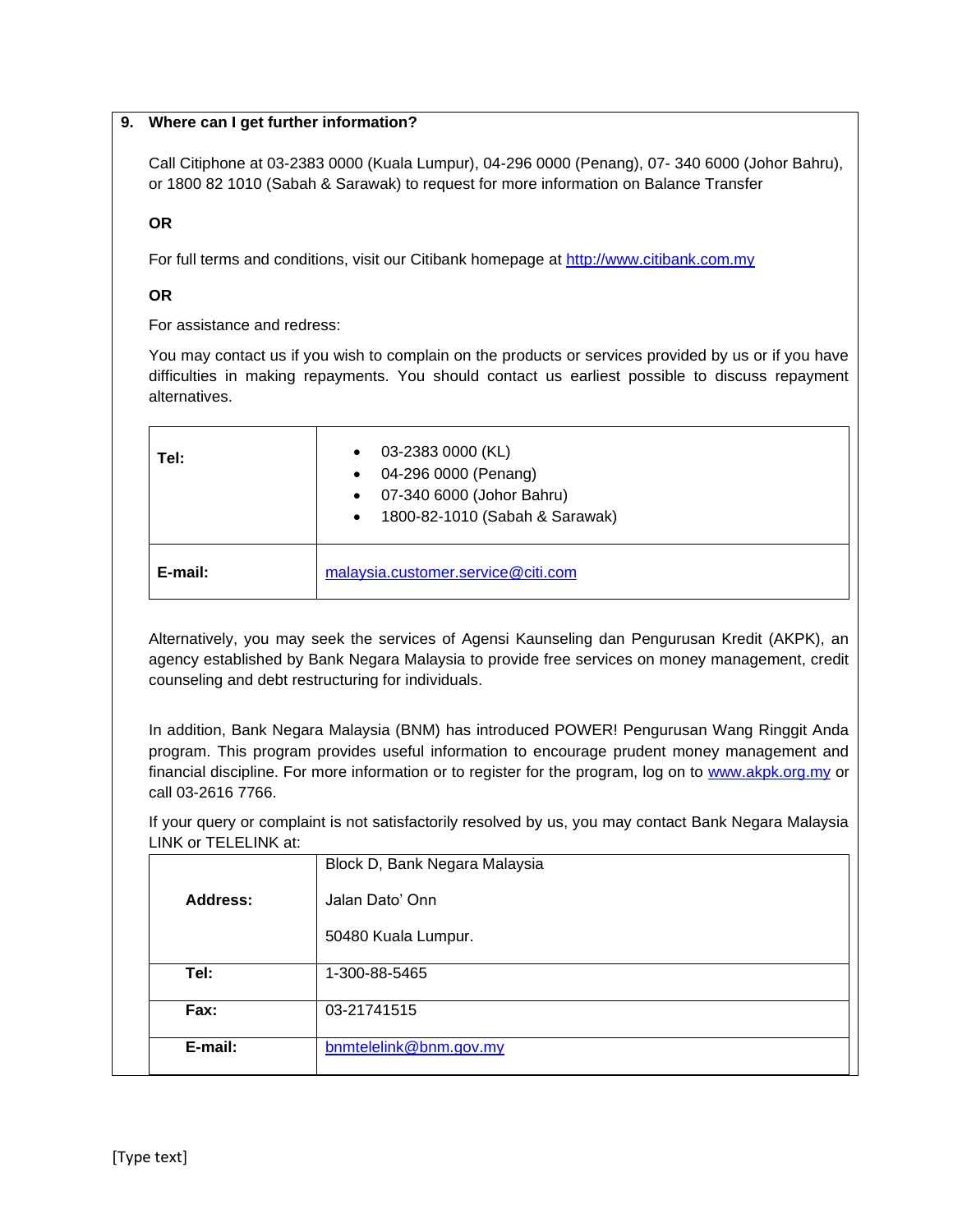## 9. Where can I get further information?

Call Citiphone at 03-2383 0000 (Kuala Lumpur), 04-296 0000 (Penang), 07- 340 6000 (Johor Bahru), or 1800 82 1010 (Sabah & Sarawak) to request for more information on Balance Transfer

**OR**

For full terms and conditions, visit our Citibank homepage at http://www.citibank.com.my

**OR**

For assistance and redress:

You may contact us if you wish to complain on the products or services provided by us or if you have difficulties in making repayments. You should contact us earliest possible to discuss repayment alternatives.

| | |
|---|---|
| **Tel:** | • 03-2383 0000 (KL)<br>• 04-296 0000 (Penang)<br>• 07-340 6000 (Johor Bahru)<br>• 1800-82-1010 (Sabah & Sarawak) |
| **E-mail:** | malaysia.customer.service@citi.com |

Alternatively, you may seek the services of Agensi Kaunseling dan Pengurusan Kredit (AKPK), an agency established by Bank Negara Malaysia to provide free services on money management, credit counseling and debt restructuring for individuals.

In addition, Bank Negara Malaysia (BNM) has introduced POWER! Pengurusan Wang Ringgit Anda program. This program provides useful information to encourage prudent money management and financial discipline. For more information or to register for the program, log on to www.akpk.org.my or call 03-2616 7766.

If your query or complaint is not satisfactorily resolved by us, you may contact Bank Negara Malaysia LINK or TELELINK at:

| | |
|---|---|
| **Address:** | Block D, Bank Negara Malaysia<br>Jalan Dato' Onn<br>50480 Kuala Lumpur. |
| **Tel:** | 1-300-88-5465 |
| **Fax:** | 03-21741515 |
| **E-mail:** | bnmtelelink@bnm.gov.my |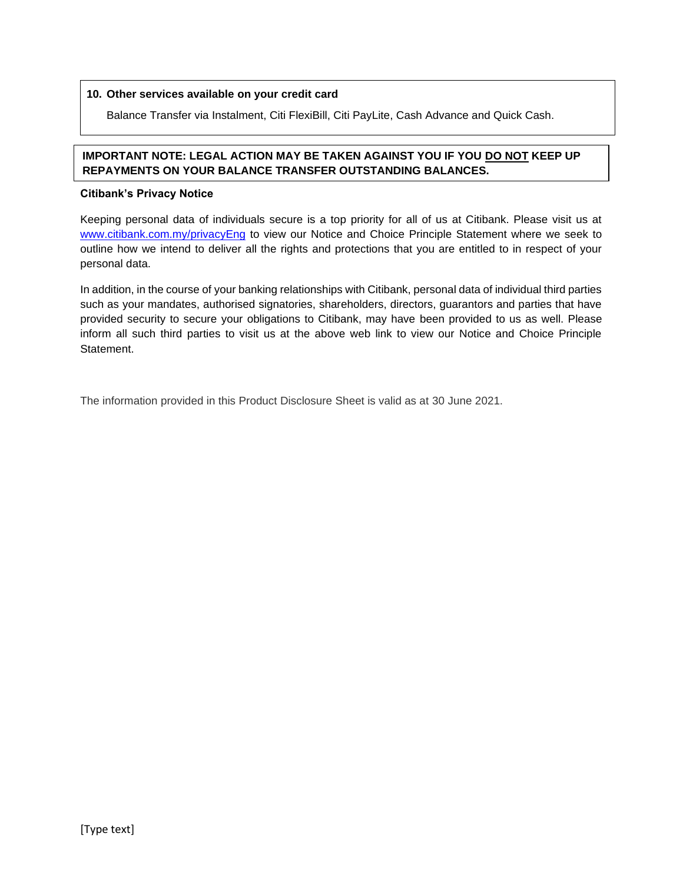**10. Other services available on your credit card**

Balance Transfer via Instalment, Citi FlexiBill, Citi PayLite, Cash Advance and Quick Cash.

**IMPORTANT NOTE: LEGAL ACTION MAY BE TAKEN AGAINST YOU IF YOU DO NOT KEEP UP REPAYMENTS ON YOUR BALANCE TRANSFER OUTSTANDING BALANCES.**

**Citibank's Privacy Notice**

Keeping personal data of individuals secure is a top priority for all of us at Citibank. Please visit us at www.citibank.com.my/privacyEng to view our Notice and Choice Principle Statement where we seek to outline how we intend to deliver all the rights and protections that you are entitled to in respect of your personal data.

In addition, in the course of your banking relationships with Citibank, personal data of individual third parties such as your mandates, authorised signatories, shareholders, directors, guarantors and parties that have provided security to secure your obligations to Citibank, may have been provided to us as well. Please inform all such third parties to visit us at the above web link to view our Notice and Choice Principle Statement.

The information provided in this Product Disclosure Sheet is valid as at 30 June 2021.

[Type text]